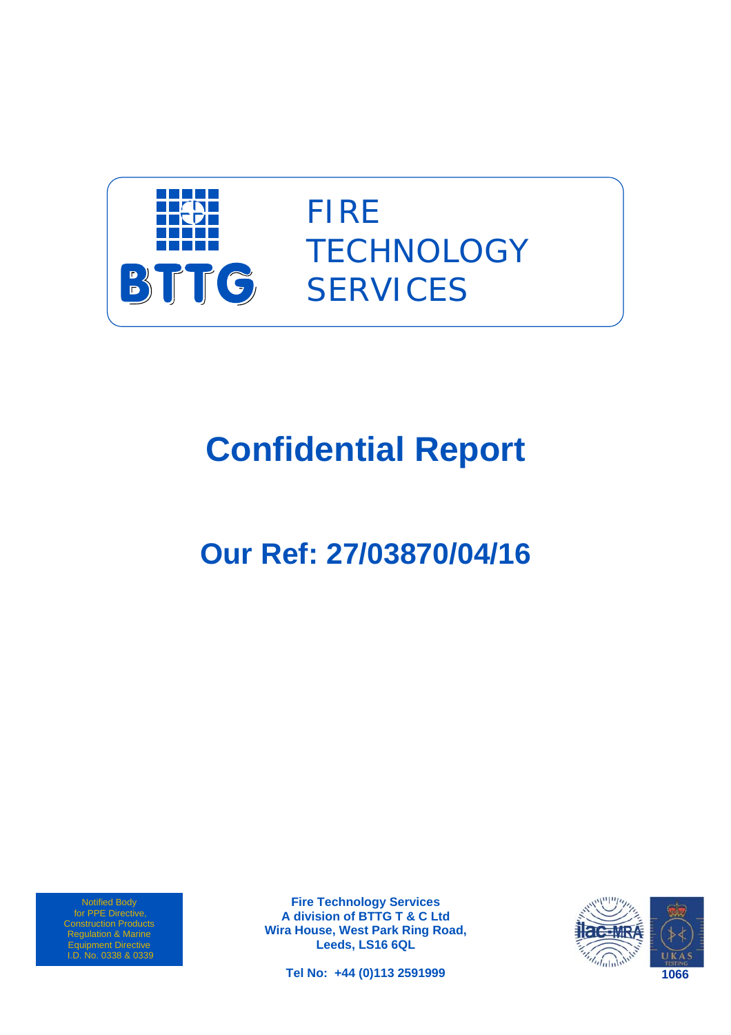BTTG

FIRE TECHNOLOGY SERVICES

# Confidential Report

## Our Ref: 27/03870/04/16

Notified Body for PPE Directive, Construction Products Regulation & Marine Equipment Directive I.D. No. 0338 & 0339

**Fire Technology Services**
**A division of BTTG T & C Ltd**
**Wira House, West Park Ring Road,**
**Leeds, LS16 6QL**

**Tel No: +44 (0)113 2591999**

ilac-MRA

UKAS TESTING **1066**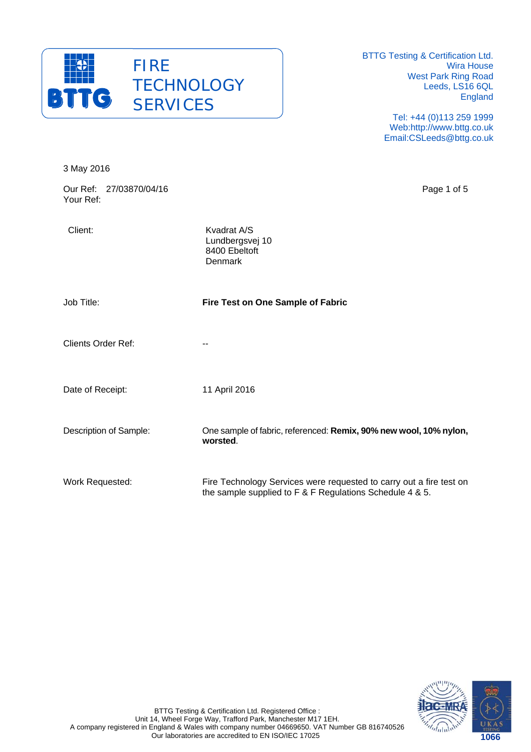FIRE TECHNOLOGY SERVICES

BTTG Testing & Certification Ltd.
Wira House
West Park Ring Road
Leeds, LS16 6QL
England

Tel: +44 (0)113 259 1999
Web:http://www.bttg.co.uk
Email:CSLeeds@bttg.co.uk

3 May 2016

Our Ref: 27/03870/04/16
Your Ref:

| | |
|---|---|
| Client: | Kvadrat A/S<br>Lundbergsvej 10<br>8400 Ebeltoft<br>Denmark |
| Job Title: | **Fire Test on One Sample of Fabric** |
| Clients Order Ref: | -- |
| Date of Receipt: | 11 April 2016 |
| Description of Sample: | One sample of fabric, referenced: **Remix, 90% new wool, 10% nylon, worsted**. |
| Work Requested: | Fire Technology Services were requested to carry out a fire test on the sample supplied to F & F Regulations Schedule 4 & 5. |

BTTG Testing & Certification Ltd. Registered Office :
Unit 14, Wheel Forge Way, Trafford Park, Manchester M17 1EH.
A company registered in England & Wales with company number 04669650. VAT Number GB 816740526
Our laboratories are accredited to EN ISO/IEC 17025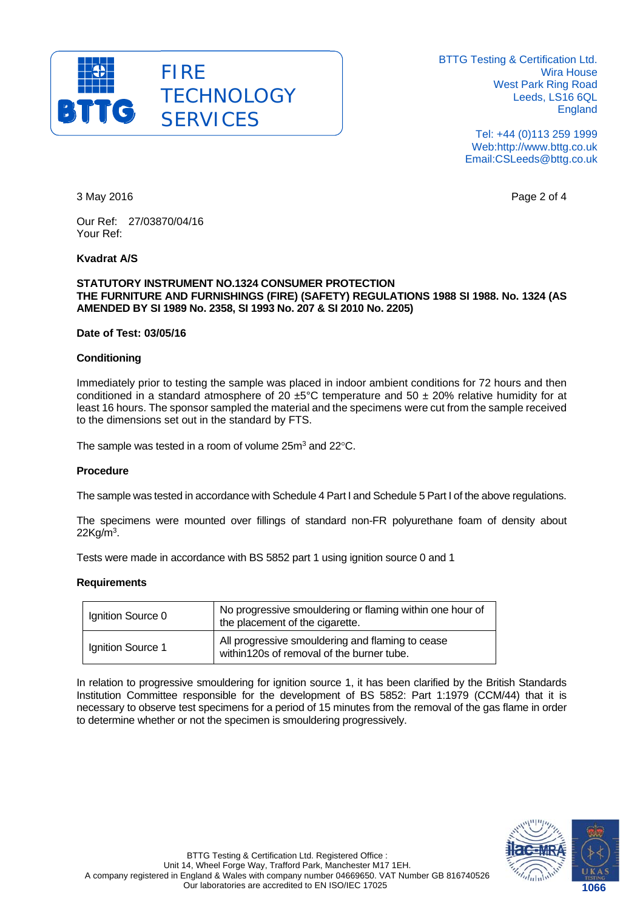3 May 2016

Our Ref: 27/03870/04/16
Your Ref:

**Kvadrat A/S**

**STATUTORY INSTRUMENT NO.1324 CONSUMER PROTECTION**
**THE FURNITURE AND FURNISHINGS (FIRE) (SAFETY) REGULATIONS 1988 SI 1988. No. 1324 (AS AMENDED BY SI 1989 No. 2358, SI 1993 No. 207 & SI 2010 No. 2205)**

**Date of Test: 03/05/16**

**Conditioning**

Immediately prior to testing the sample was placed in indoor ambient conditions for 72 hours and then conditioned in a standard atmosphere of 20 ±5°C temperature and 50 ± 20% relative humidity for at least 16 hours. The sponsor sampled the material and the specimens were cut from the sample received to the dimensions set out in the standard by FTS.

The sample was tested in a room of volume $25m^3$ and 22°C.

**Procedure**

The sample was tested in accordance with Schedule 4 Part I and Schedule 5 Part I of the above regulations.

The specimens were mounted over fillings of standard non-FR polyurethane foam of density about $22Kg/m^3$.

Tests were made in accordance with BS 5852 part 1 using ignition source 0 and 1

**Requirements**

| | |
|---|---|
| Ignition Source 0 | No progressive smouldering or flaming within one hour of the placement of the cigarette. |
| Ignition Source 1 | All progressive smouldering and flaming to cease within120s of removal of the burner tube. |

In relation to progressive smouldering for ignition source 1, it has been clarified by the British Standards Institution Committee responsible for the development of BS 5852: Part 1:1979 (CCM/44) that it is necessary to observe test specimens for a period of 15 minutes from the removal of the gas flame in order to determine whether or not the specimen is smouldering progressively.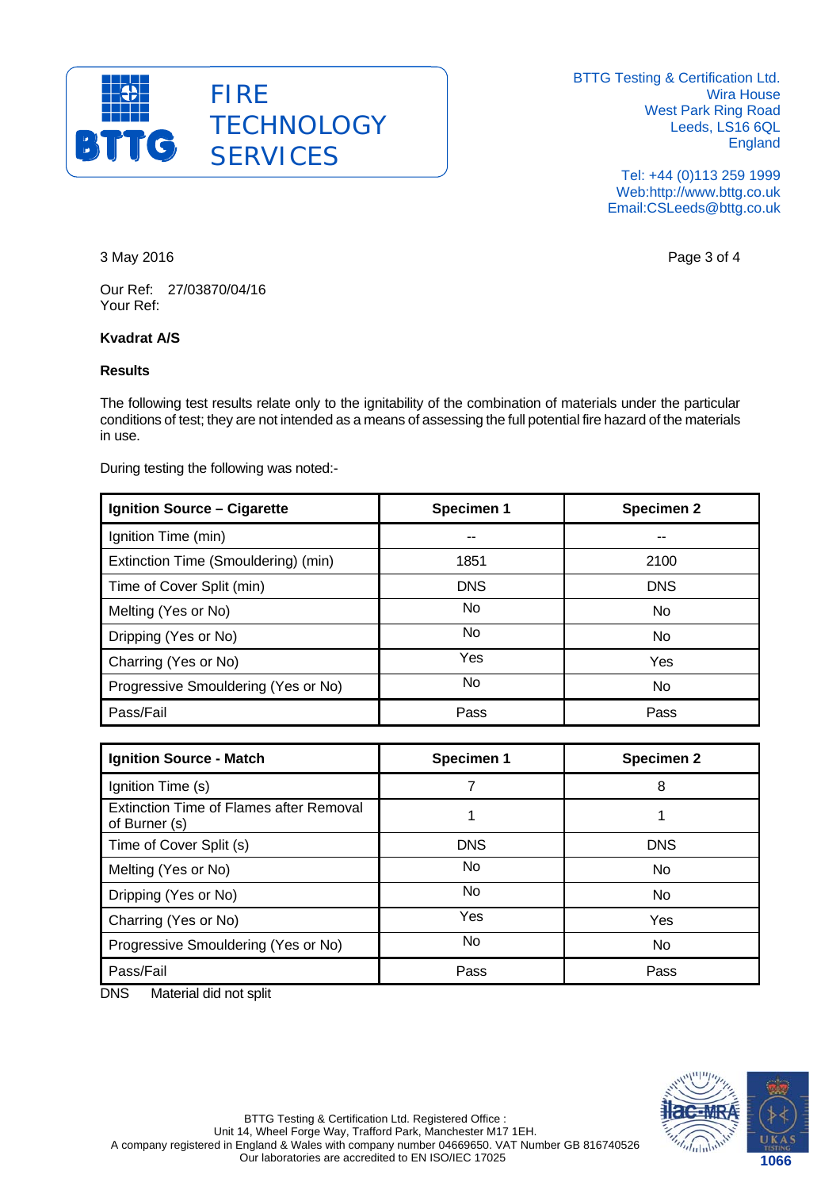3 May 2016

Our Ref: 27/03870/04/16
Your Ref:

**Kvadrat A/S**

**Results**

The following test results relate only to the ignitability of the combination of materials under the particular conditions of test; they are not intended as a means of assessing the full potential fire hazard of the materials in use.

During testing the following was noted:-

| Ignition Source – Cigarette | Specimen 1 | Specimen 2 |
|---|---|---|
| Ignition Time (min) | -- | -- |
| Extinction Time (Smouldering) (min) | 1851 | 2100 |
| Time of Cover Split (min) | DNS | DNS |
| Melting (Yes or No) | No | No |
| Dripping (Yes or No) | No | No |
| Charring (Yes or No) | Yes | Yes |
| Progressive Smouldering (Yes or No) | No | No |
| Pass/Fail | Pass | Pass |

| Ignition Source - Match | Specimen 1 | Specimen 2 |
|---|---|---|
| Ignition Time (s) | 7 | 8 |
| Extinction Time of Flames after Removal of Burner (s) | 1 | 1 |
| Time of Cover Split (s) | DNS | DNS |
| Melting (Yes or No) | No | No |
| Dripping (Yes or No) | No | No |
| Charring (Yes or No) | Yes | Yes |
| Progressive Smouldering (Yes or No) | No | No |
| Pass/Fail | Pass | Pass |

DNS Material did not split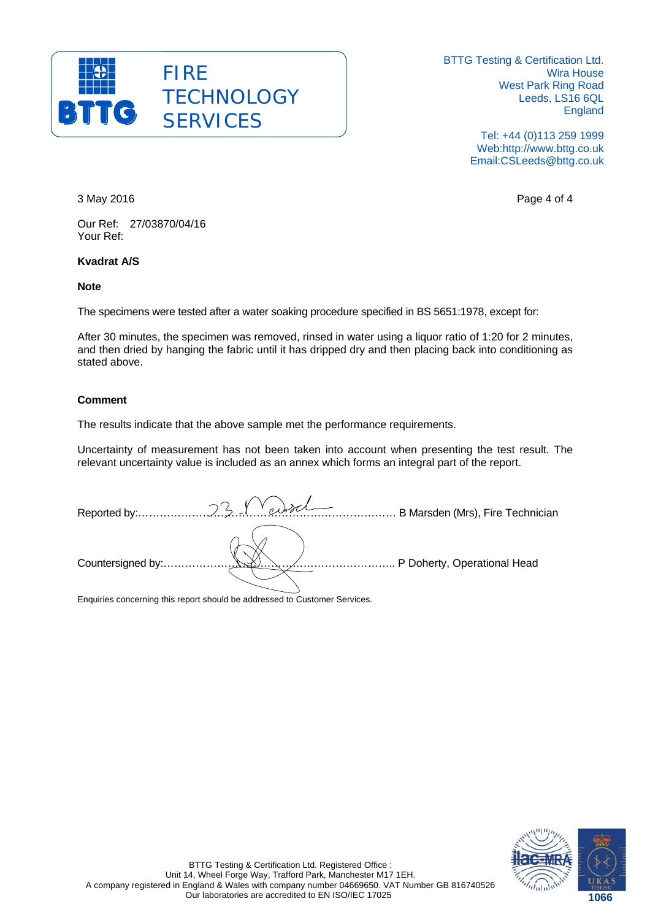BTTG

FIRE TECHNOLOGY SERVICES

BTTG Testing & Certification Ltd.
Wira House
West Park Ring Road
Leeds, LS16 6QL
England

Tel: +44 (0)113 259 1999
Web:http://www.bttg.co.uk
Email:CSLeeds@bttg.co.uk

3 May 2016

Our Ref: 27/03870/04/16
Your Ref:

**Kvadrat A/S**

**Note**

The specimens were tested after a water soaking procedure specified in BS 5651:1978, except for:

After 30 minutes, the specimen was removed, rinsed in water using a liquor ratio of 1:20 for 2 minutes, and then dried by hanging the fabric until it has dripped dry and then placing back into conditioning as stated above.

**Comment**

The results indicate that the above sample met the performance requirements.

Uncertainty of measurement has not been taken into account when presenting the test result. The relevant uncertainty value is included as an annex which forms an integral part of the report.

Reported by:………………………………………………………… B Marsden (Mrs), Fire Technician

Countersigned by:……………………………………………………….. P Doherty, Operational Head

Enquiries concerning this report should be addressed to Customer Services.

BTTG Testing & Certification Ltd. Registered Office :
Unit 14, Wheel Forge Way, Trafford Park, Manchester M17 1EH.
A company registered in England & Wales with company number 04669650. VAT Number GB 816740526
Our laboratories are accredited to EN ISO/IEC 17025

ilac-MRA UKAS TESTING 1066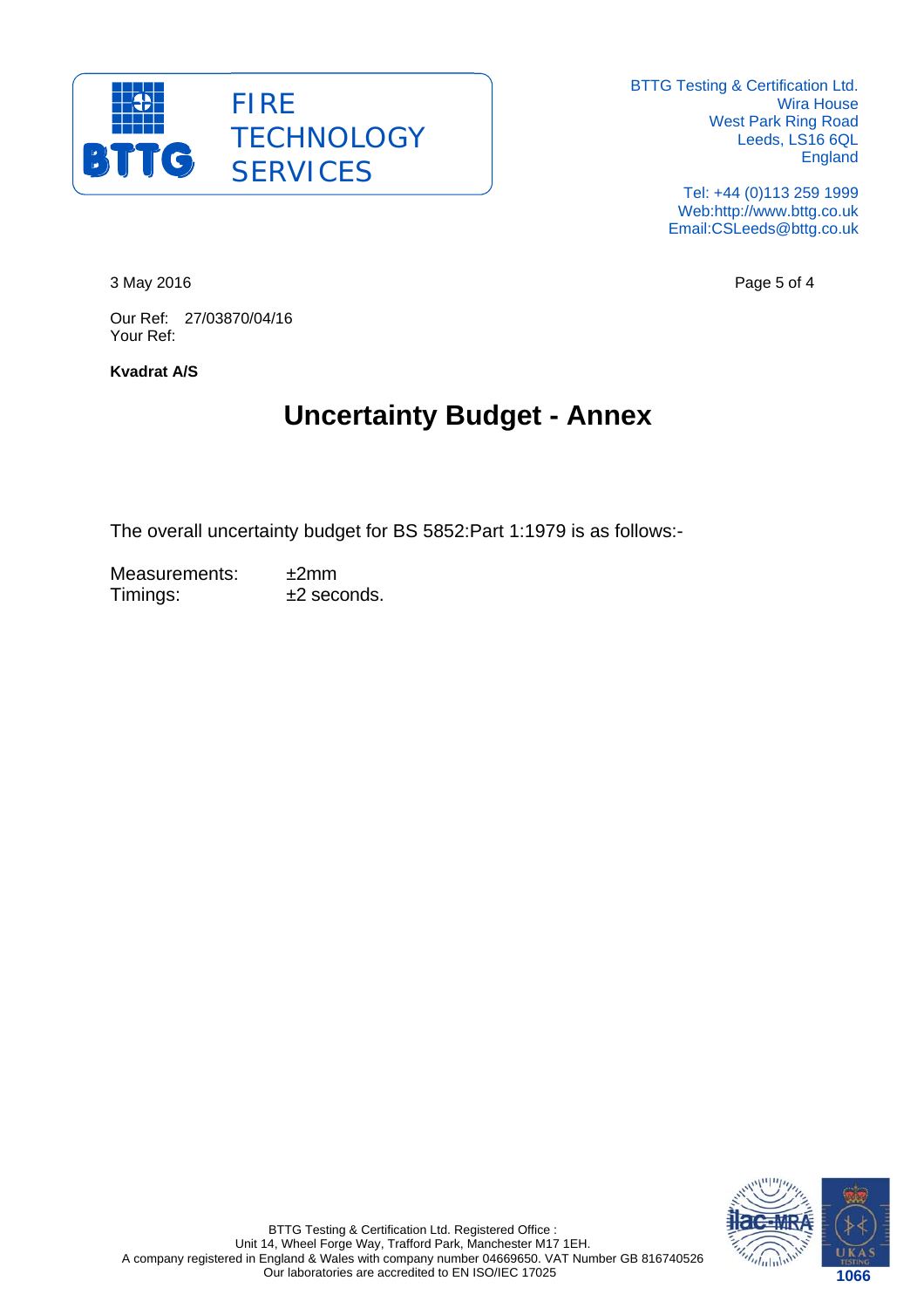BTTG Testing & Certification Ltd.
Wira House
West Park Ring Road
Leeds, LS16 6QL
England

Tel: +44 (0)113 259 1999
Web:http://www.bttg.co.uk
Email:CSLeeds@bttg.co.uk

3 May 2016

Our Ref: 27/03870/04/16
Your Ref:

**Kvadrat A/S**

# Uncertainty Budget - Annex

The overall uncertainty budget for BS 5852:Part 1:1979 is as follows:-

| | |
|---|---|
| Measurements: | ±2mm |
| Timings: | ±2 seconds. |

BTTG Testing & Certification Ltd. Registered Office :
Unit 14, Wheel Forge Way, Trafford Park, Manchester M17 1EH.
A company registered in England & Wales with company number 04669650. VAT Number GB 816740526
Our laboratories are accredited to EN ISO/IEC 17025